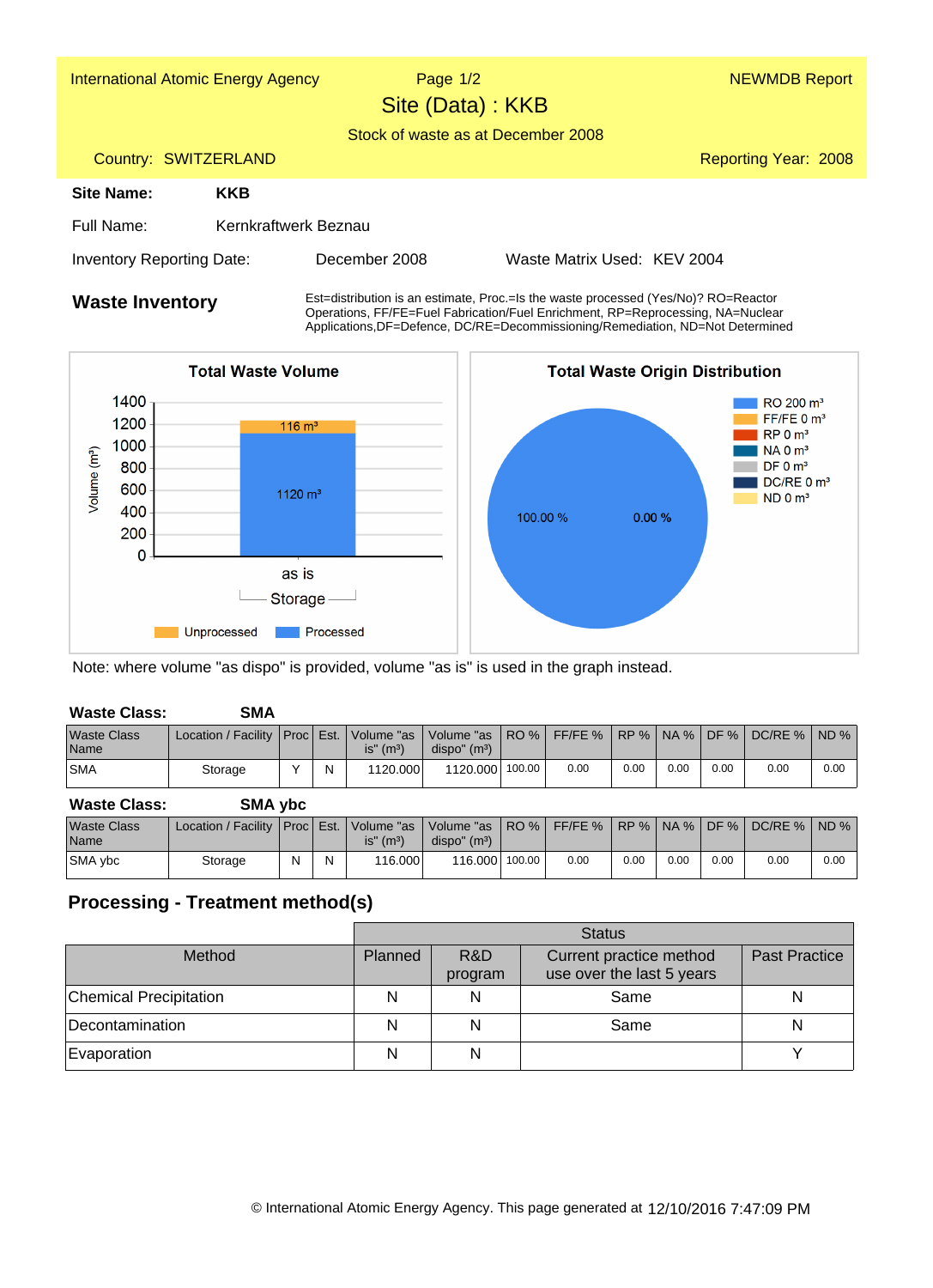International Atomic Energy Agency | Page 1/2 | NEWMDB Report

# Site (Data) : KKB

Stock of waste as at December 2008

Country: SWITZERLAND | Reporting Year: 2008

**Site Name:** **KKB**

Full Name: Kernkraftwerk Beznau

Inventory Reporting Date: December 2008 | Waste Matrix Used: KEV 2004

## Waste Inventory

Est=distribution is an estimate, Proc.=Is the waste processed (Yes/No)? RO=Reactor Operations, FF/FE=Fuel Fabrication/Fuel Enrichment, RP=Reprocessing, NA=Nuclear Applications,DF=Defence, DC/RE=Decommissioning/Remediation, ND=Not Determined

**Total Waste Volume**

Volume (m³): 0, 200, 400, 600, 800, 1000, 1200, 1400

as is — Storage: 1120 m³ (Processed), 116 m³ (Unprocessed)

Unprocessed | Processed

**Total Waste Origin Distribution**

RO 200 m³, FF/FE 0 m³, RP 0 m³, NA 0 m³, DF 0 m³, DC/RE 0 m³, ND 0 m³

100.00 % | 0.00 %

Note: where volume "as dispo" is provided, volume "as is" is used in the graph instead.

**Waste Class:** **SMA**

| Waste Class Name | Location / Facility | Proc | Est. | Volume "as is" (m³) | Volume "as dispo" (m³) | RO % | FF/FE % | RP % | NA % | DF % | DC/RE % | ND % |
|---|---|---|---|---|---|---|---|---|---|---|---|---|
| SMA | Storage | Y | N | 1120.000 | 1120.000 | 100.00 | 0.00 | 0.00 | 0.00 | 0.00 | 0.00 | 0.00 |

**Waste Class:** **SMA ybc**

| Waste Class Name | Location / Facility | Proc | Est. | Volume "as is" (m³) | Volume "as dispo" (m³) | RO % | FF/FE % | RP % | NA % | DF % | DC/RE % | ND % |
|---|---|---|---|---|---|---|---|---|---|---|---|---|
| SMA ybc | Storage | N | N | 116.000 | 116.000 | 100.00 | 0.00 | 0.00 | 0.00 | 0.00 | 0.00 | 0.00 |

## Processing - Treatment method(s)

| | Status | | | |
|---|---|---|---|---|
| Method | Planned | R&D program | Current practice method use over the last 5 years | Past Practice |
| Chemical Precipitation | N | N | Same | N |
| Decontamination | N | N | Same | N |
| Evaporation | N | N | | Y |

© International Atomic Energy Agency. This page generated at 12/10/2016 7:47:09 PM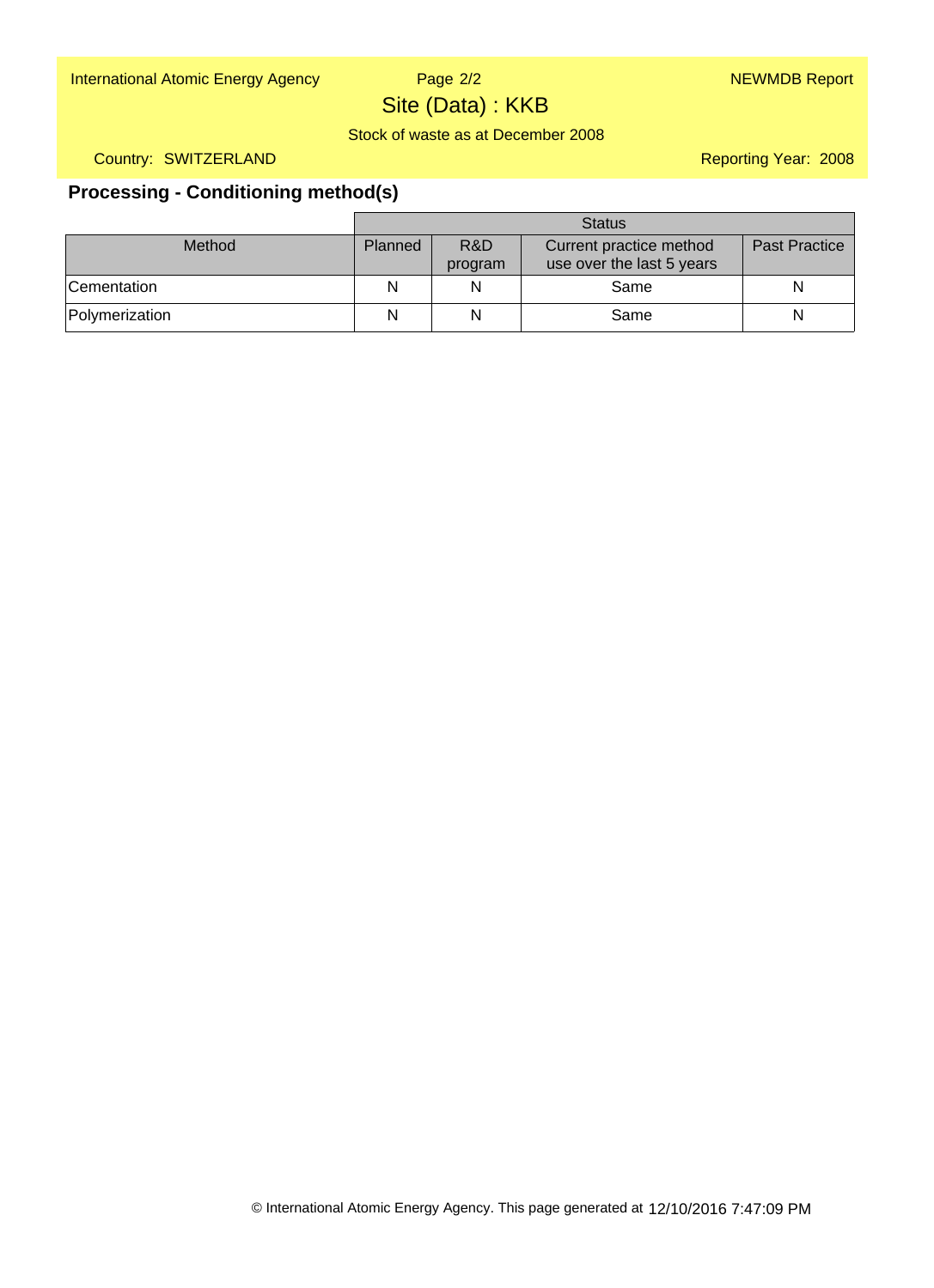# Site (Data) : KKB

Stock of waste as at December 2008

Country: SWITZERLAND

Reporting Year: 2008

## Processing - Conditioning method(s)

| | Status | | | |
|---|---|---|---|---|
| Method | Planned | R&D program | Current practice method use over the last 5 years | Past Practice |
| Cementation | N | N | Same | N |
| Polymerization | N | N | Same | N |

© International Atomic Energy Agency. This page generated at 12/10/2016 7:47:09 PM